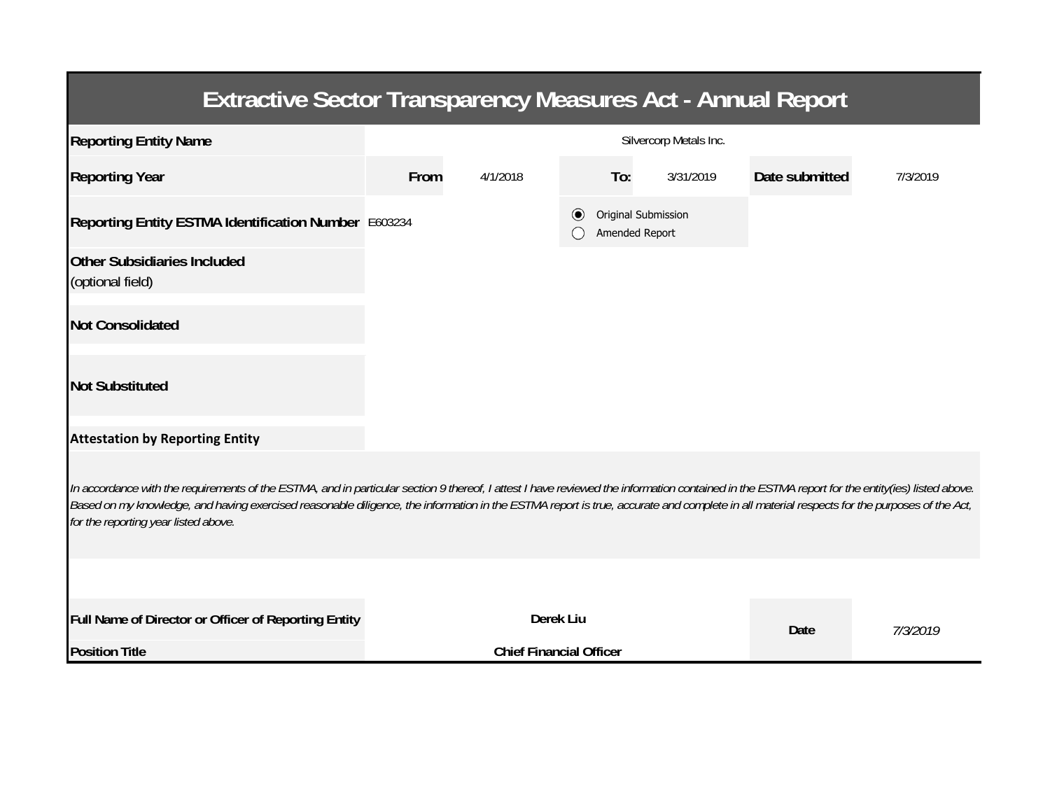# Extractive Sector Transparency Measures Act - Annual Report

| | | | | | | |
|---|---|---|---|---|---|---|
| **Reporting Entity Name** | Silvercorp Metals Inc. | | | | | |
| **Reporting Year** | **From** | 4/1/2018 | **To:** | 3/31/2019 | **Date submitted** | 7/3/2019 |
| **Reporting Entity ESTMA Identification Number** | E603234 | | ◉ Original Submission ◯ Amended Report | | | |
| **Other Subsidiaries Included** (optional field) | | | | | | |
| **Not Consolidated** | | | | | | |
| **Not Substituted** | | | | | | |

**Attestation by Reporting Entity**

*In accordance with the requirements of the ESTMA, and in particular section 9 thereof, I attest I have reviewed the information contained in the ESTMA report for the entity(ies) listed above. Based on my knowledge, and having exercised reasonable diligence, the information in the ESTMA report is true, accurate and complete in all material respects for the purposes of the Act, for the reporting year listed above.*

| | | | |
|---|---|---|---|
| **Full Name of Director or Officer of Reporting Entity** | **Derek Liu** | **Date** | *7/3/2019* |
| **Position Title** | **Chief Financial Officer** | | |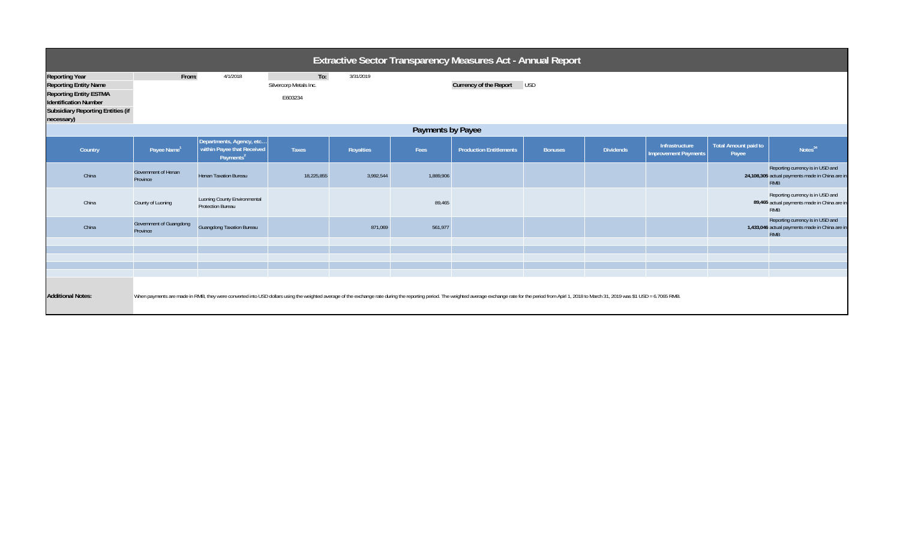# Extractive Sector Transparency Measures Act - Annual Report

| | | | | | |
|---|---|---|---|---|---|
| **Reporting Year** | From: | 4/1/2018 | To: | 3/31/2019 | |
| **Reporting Entity Name** | | | Silvercorp Metals Inc. | | **Currency of the Report** USD |
| **Reporting Entity ESTMA Identification Number** | | | E603234 | | |
| **Subsidiary Reporting Entities (if necessary)** | | | | | |

## Payments by Payee

| Country | Payee Name[1] | Departments, Agency, etc… within Payee that Received Payments[2] | Taxes | Royalties | Fees | Production Entitlements | Bonuses | Dividends | Infrastructure Improvement Payments | Total Amount paid to Payee | Notes[34] |
|---|---|---|---|---|---|---|---|---|---|---|---|
| China | Government of Henan Province | Henan Taxation Bureau | 18,225,855 | 3,992,544 | 1,889,906 | | | | | **24,108,305** | Reporting currency is in USD and actual payments made in China are in RMB |
| China | County of Luoning | Luoning County Environmental Protection Bureau | | | 89,465 | | | | | **89,465** | Reporting currency is in USD and actual payments made in China are in RMB |
| China | Government of Guangdong Province | Guangdong Taxation Bureau | | 871,069 | 561,977 | | | | | **1,433,046** | Reporting currency is in USD and actual payments made in China are in RMB |
| | | | | | | | | | | | |
| | | | | | | | | | | | |
| | | | | | | | | | | | |
| | | | | | | | | | | | |
| | | | | | | | | | | | |

**Additional Notes:** When payments are made in RMB, they were converted into USD dollars using the weighted average of the exchange rate during the reporting period. The weighted average exchange rate for the period from Apirl 1, 2018 to March 31, 2019 was $1 USD = 6.7065 RMB.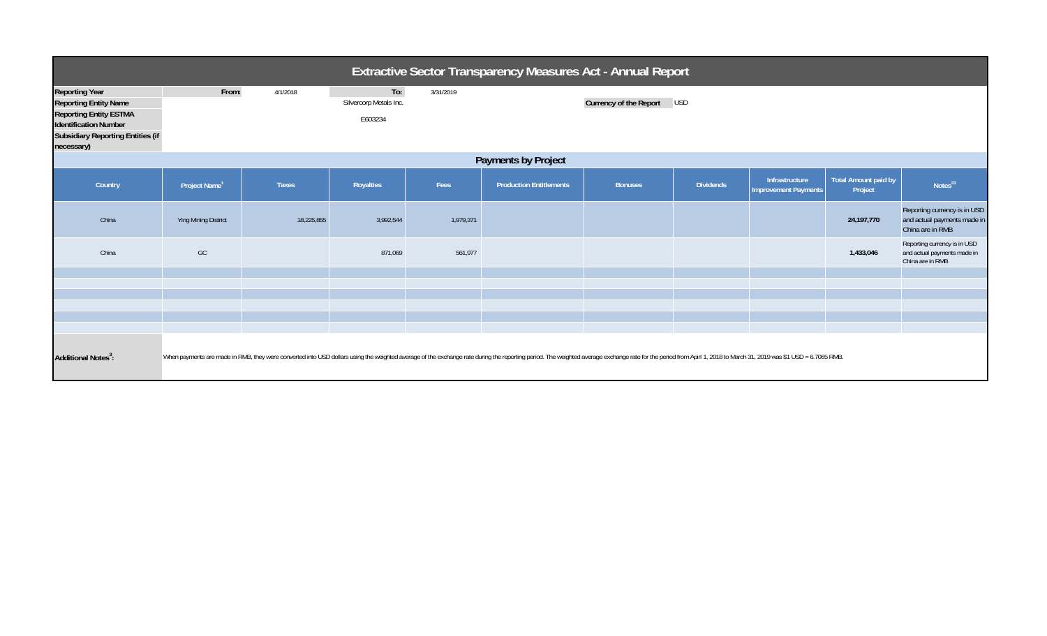# Extractive Sector Transparency Measures Act - Annual Report

| | | | | | |
|---|---|---|---|---|---|
| **Reporting Year** | From: | 4/1/2018 | To: | 3/31/2019 | |
| **Reporting Entity Name** | | | Silvercorp Metals Inc. | | **Currency of the Report** USD |
| **Reporting Entity ESTMA Identification Number** | | | E603234 | | |
| **Subsidiary Reporting Entities (if necessary)** | | | | | |

## Payments by Project

| Country | Project Name[1] | Taxes | Royalties | Fees | Production Entitlements | Bonuses | Dividends | Infrastructure Improvement Payments | Total Amount paid by Project | Notes[23] |
|---|---|---|---|---|---|---|---|---|---|---|
| China | Ying Mining District | 18,225,855 | 3,992,544 | 1,979,371 | | | | | **24,197,770** | Reporting currency is in USD and actual payments made in China are in RMB |
| China | GC | | 871,069 | 561,977 | | | | | **1,433,046** | Reporting currency is in USD and actual payments made in China are in RMB |
| | | | | | | | | | | |
| | | | | | | | | | | |
| | | | | | | | | | | |
| | | | | | | | | | | |
| | | | | | | | | | | |
| | | | | | | | | | | |

**Additional Notes[3]:** When payments are made in RMB, they were converted into USD dollars using the weighted average of the exchange rate during the reporting period. The weighted average exchange rate for the period from April 1, 2018 to March 31, 2019 was $1 USD = 6.7065 RMB.